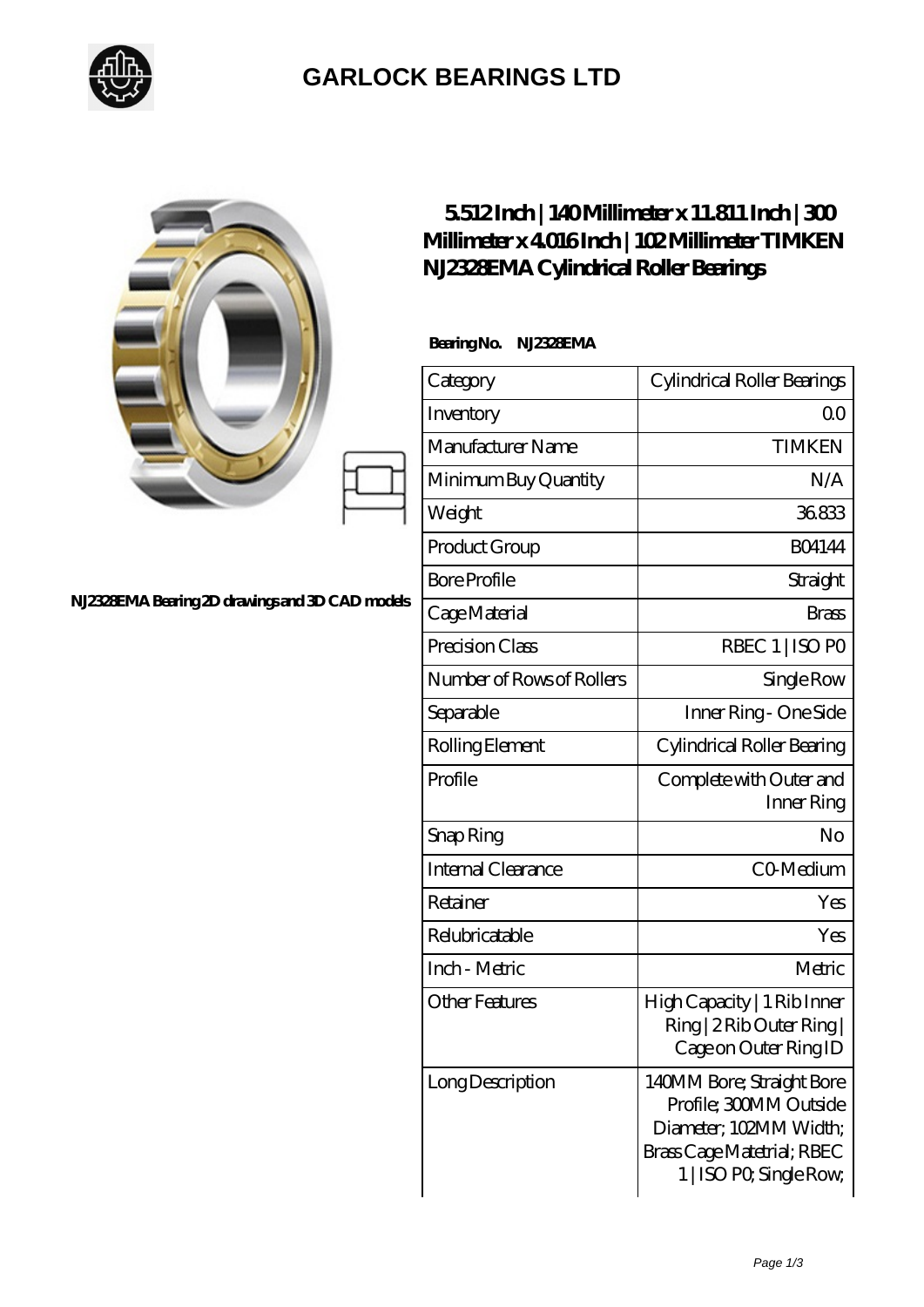## GARLOCK BEARINGS LTD

NJ2328EMA Bearing 2D drawings and 3D CAD models

# 5.512 Inch | 140 Millimeter x 11.811 Inch | 300 Millimeter x 4.016 Inch | 102 Millimeter TIMKEN NJ2328EMA Cylindrical Roller Bearings

**Bearing No. NJ2328EMA**

| | |
|---|---|
| Category | Cylindrical Roller Bearings |
| Inventory | 0.0 |
| Manufacturer Name | TIMKEN |
| Minimum Buy Quantity | N/A |
| Weight | 36.833 |
| Product Group | B04144 |
| Bore Profile | Straight |
| Cage Material | Brass |
| Precision Class | RBEC 1 \| ISO P0 |
| Number of Rows of Rollers | Single Row |
| Separable | Inner Ring - One Side |
| Rolling Element | Cylindrical Roller Bearing |
| Profile | Complete with Outer and Inner Ring |
| Snap Ring | No |
| Internal Clearance | C0-Medium |
| Retainer | Yes |
| Relubricatable | Yes |
| Inch - Metric | Metric |
| Other Features | High Capacity \| 1 Rib Inner Ring \| 2 Rib Outer Ring \| Cage on Outer Ring ID |
| Long Description | 140MM Bore; Straight Bore Profile; 300MM Outside Diameter; 102MM Width; Brass Cage Matetrial; RBEC 1 \| ISO P0; Single Row; |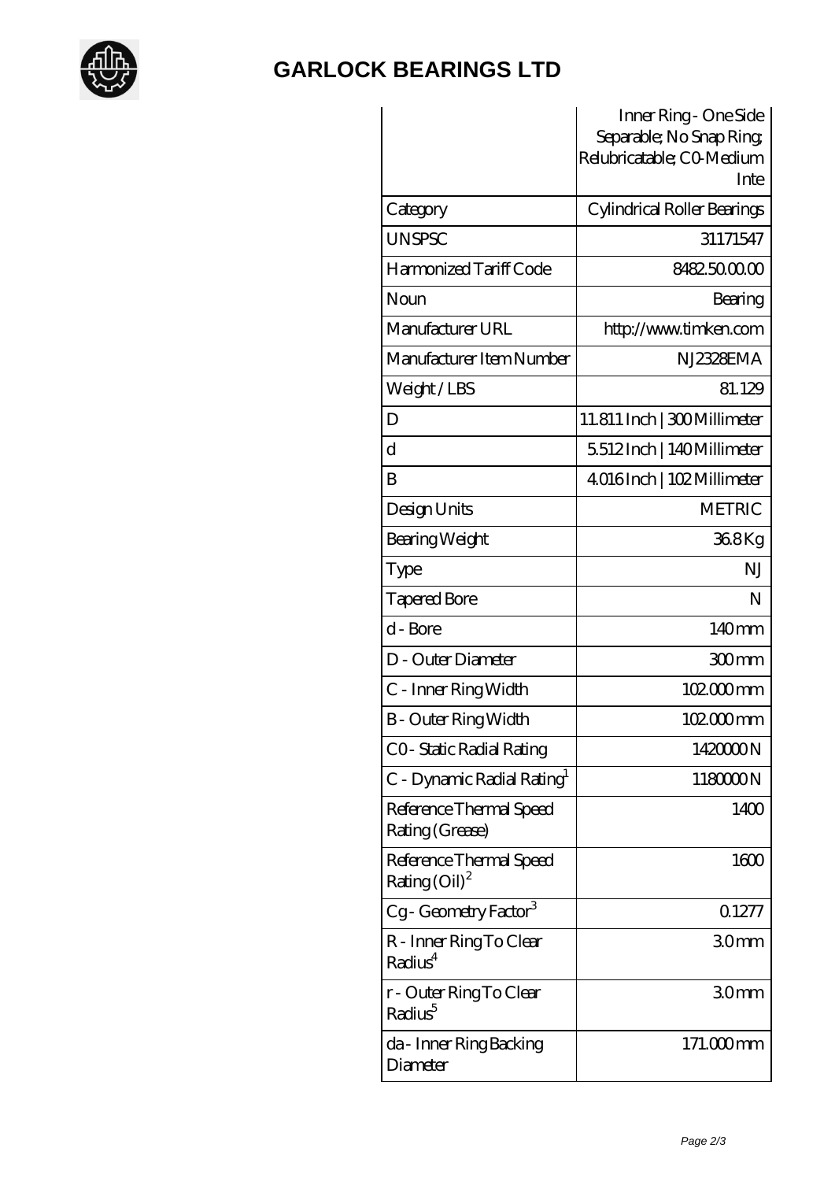# GARLOCK BEARINGS LTD

| | |
|---|---|
| | Inner Ring - One Side Separable; No Snap Ring; Relubricatable; C0-Medium Inte |
| Category | Cylindrical Roller Bearings |
| UNSPSC | 31171547 |
| Harmonized Tariff Code | 8482.50.00.00 |
| Noun | Bearing |
| Manufacturer URL | http://www.timken.com |
| Manufacturer Item Number | NJ2328EMA |
| Weight / LBS | 81.129 |
| D | 11.811 Inch \| 300 Millimeter |
| d | 5.512 Inch \| 140 Millimeter |
| B | 4.016 Inch \| 102 Millimeter |
| Design Units | METRIC |
| Bearing Weight | 36.8 Kg |
| Type | NJ |
| Tapered Bore | N |
| d - Bore | 140 mm |
| D - Outer Diameter | 300 mm |
| C - Inner Ring Width | 102.000 mm |
| B - Outer Ring Width | 102.000 mm |
| C0 - Static Radial Rating | 1420000 N |
| C - Dynamic Radial Rating[1] | 1180000 N |
| Reference Thermal Speed Rating (Grease) | 1400 |
| Reference Thermal Speed Rating (Oil)[2] | 1600 |
| Cg - Geometry Factor[3] | 0.1277 |
| R - Inner Ring To Clear Radius[4] | 3.0 mm |
| r - Outer Ring To Clear Radius[5] | 3.0 mm |
| da - Inner Ring Backing Diameter | 171.000 mm |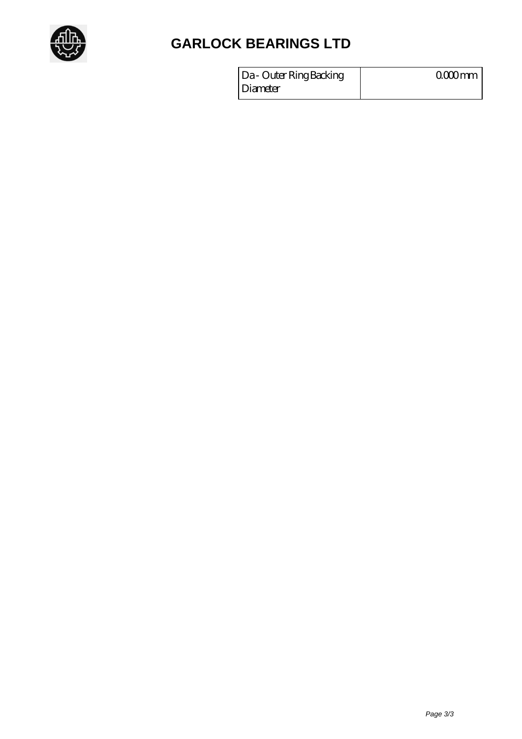| | |
|---|---|
| Da - Outer Ring Backing Diameter | 0.000 mm |